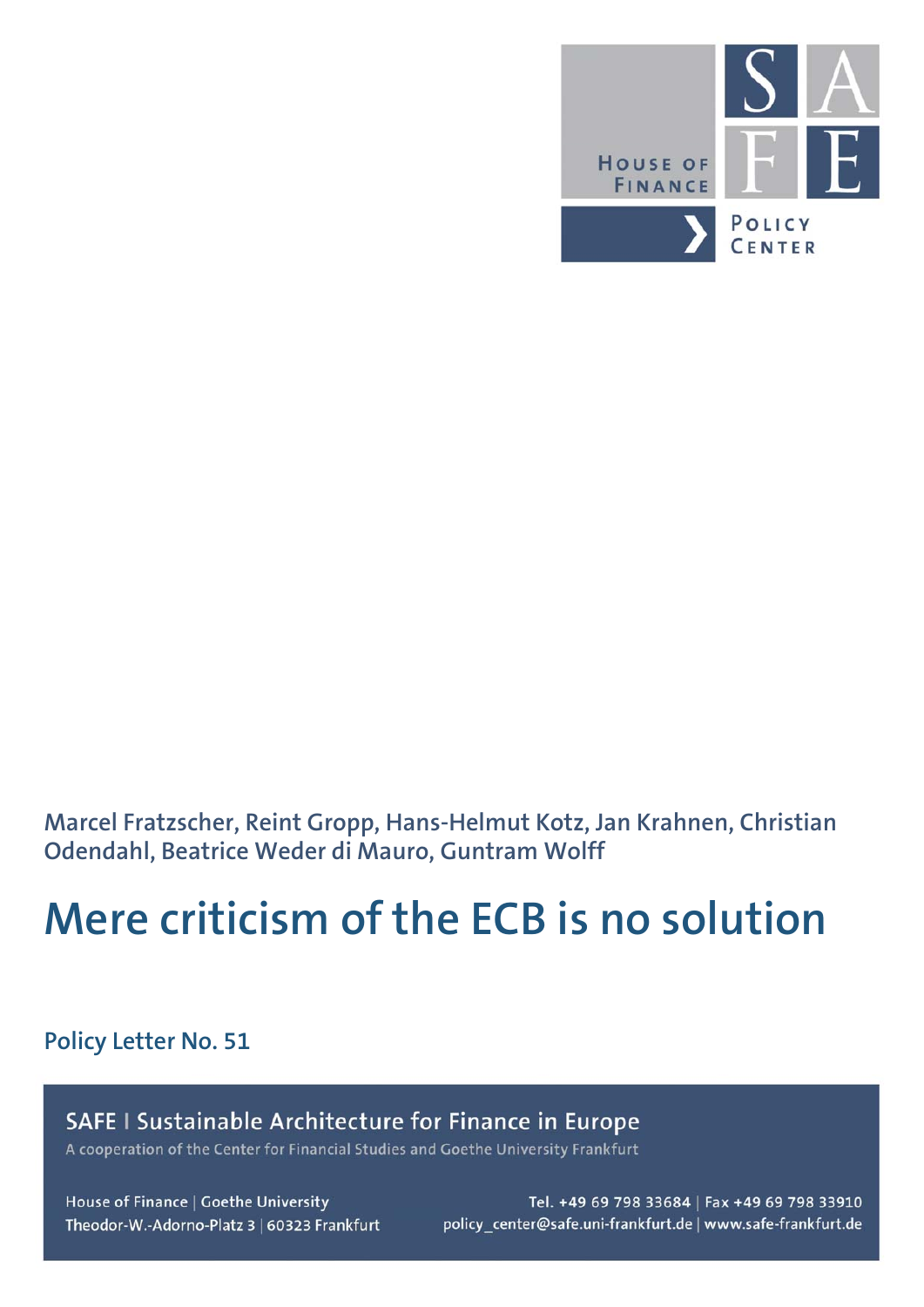House of Finance

SAFE

Policy Center

Marcel Fratzscher, Reint Gropp, Hans-Helmut Kotz, Jan Krahnen, Christian Odendahl, Beatrice Weder di Mauro, Guntram Wolff

# Mere criticism of the ECB is no solution

## Policy Letter No. 51

**SAFE | Sustainable Architecture for Finance in Europe**

A cooperation of the Center for Financial Studies and Goethe University Frankfurt

House of Finance | Goethe University
Theodor-W.-Adorno-Platz 3 | 60323 Frankfurt

Tel. +49 69 798 33684 | Fax +49 69 798 33910
policy_center@safe.uni-frankfurt.de | www.safe-frankfurt.de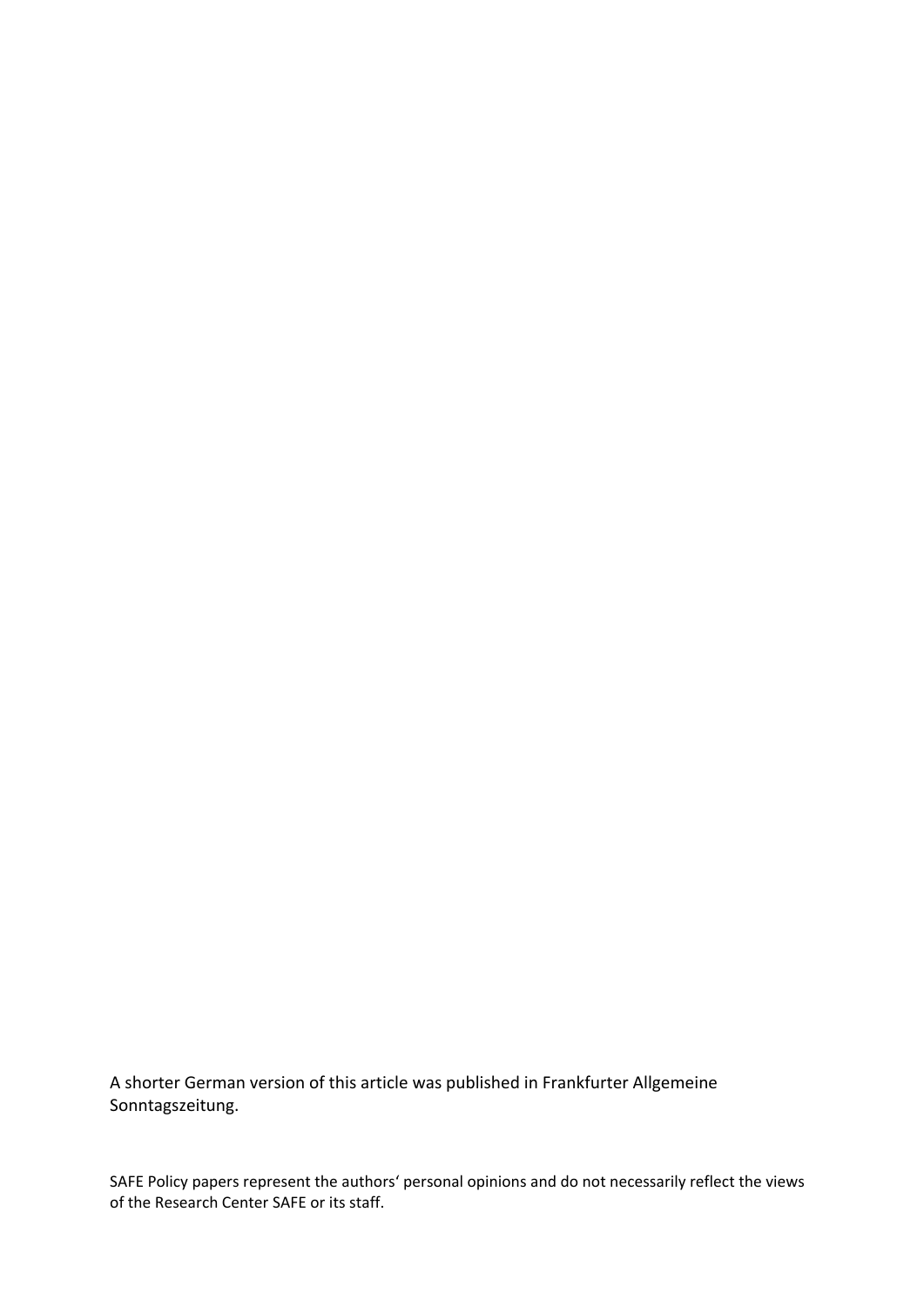A shorter German version of this article was published in Frankfurter Allgemeine Sonntagszeitung.

SAFE Policy papers represent the authors' personal opinions and do not necessarily reflect the views of the Research Center SAFE or its staff.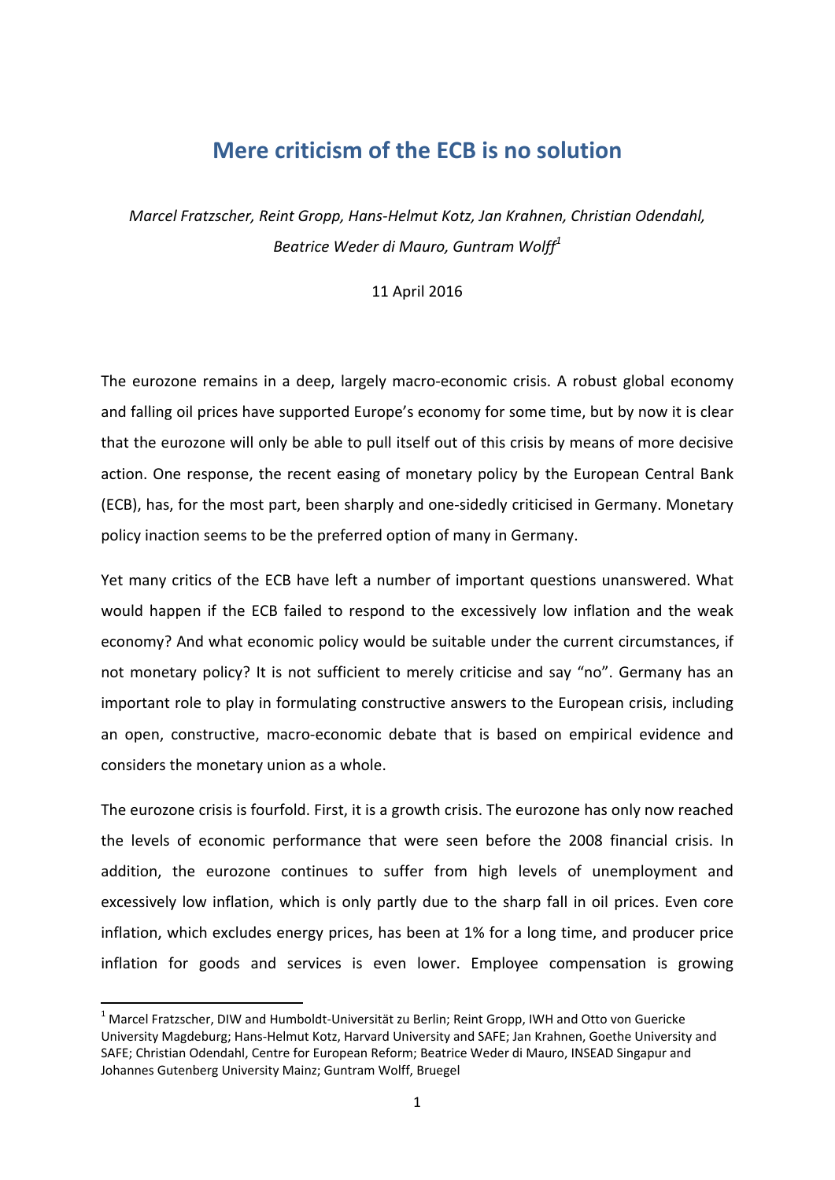# Mere criticism of the ECB is no solution

*Marcel Fratzscher, Reint Gropp, Hans-Helmut Kotz, Jan Krahnen, Christian Odendahl, Beatrice Weder di Mauro, Guntram Wolff*[1]

11 April 2016

The eurozone remains in a deep, largely macro-economic crisis. A robust global economy and falling oil prices have supported Europe's economy for some time, but by now it is clear that the eurozone will only be able to pull itself out of this crisis by means of more decisive action. One response, the recent easing of monetary policy by the European Central Bank (ECB), has, for the most part, been sharply and one-sidedly criticised in Germany. Monetary policy inaction seems to be the preferred option of many in Germany.

Yet many critics of the ECB have left a number of important questions unanswered. What would happen if the ECB failed to respond to the excessively low inflation and the weak economy? And what economic policy would be suitable under the current circumstances, if not monetary policy? It is not sufficient to merely criticise and say "no". Germany has an important role to play in formulating constructive answers to the European crisis, including an open, constructive, macro-economic debate that is based on empirical evidence and considers the monetary union as a whole.

The eurozone crisis is fourfold. First, it is a growth crisis. The eurozone has only now reached the levels of economic performance that were seen before the 2008 financial crisis. In addition, the eurozone continues to suffer from high levels of unemployment and excessively low inflation, which is only partly due to the sharp fall in oil prices. Even core inflation, which excludes energy prices, has been at 1% for a long time, and producer price inflation for goods and services is even lower. Employee compensation is growing

[1] Marcel Fratzscher, DIW and Humboldt-Universität zu Berlin; Reint Gropp, IWH and Otto von Guericke University Magdeburg; Hans-Helmut Kotz, Harvard University and SAFE; Jan Krahnen, Goethe University and SAFE; Christian Odendahl, Centre for European Reform; Beatrice Weder di Mauro, INSEAD Singapur and Johannes Gutenberg University Mainz; Guntram Wolff, Bruegel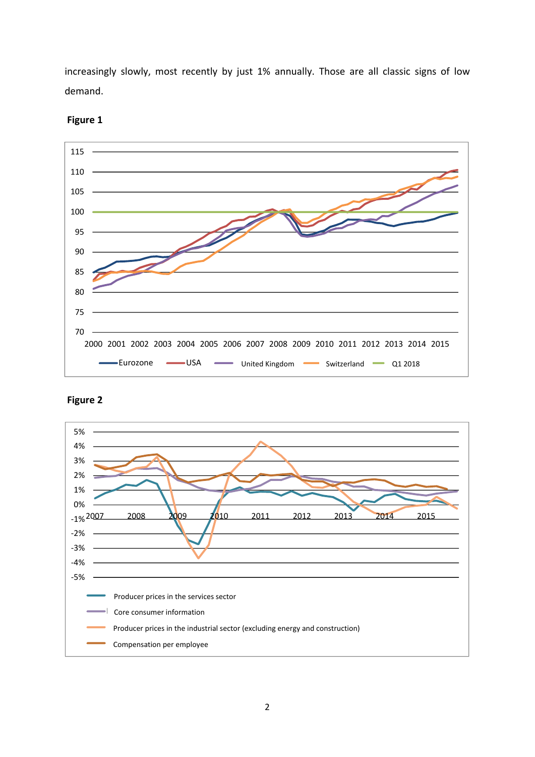increasingly slowly, most recently by just 1% annually. Those are all classic signs of low demand.

**Figure 1**

115
110
105
100
95
90
85
80
75
70

2000 2001 2002 2003 2004 2005 2006 2007 2008 2009 2010 2011 2012 2013 2014 2015

Eurozone
USA
United Kingdom
Switzerland
Q1 2018

**Figure 2**

5%
4%
3%
2%
1%
0%
-1%
-2%
-3%
-4%
-5%

2007 2008 2009 2010 2011 2012 2013 2014 2015

Producer prices in the services sector
Core consumer information
Producer prices in the industrial sector (excluding energy and construction)
Compensation per employee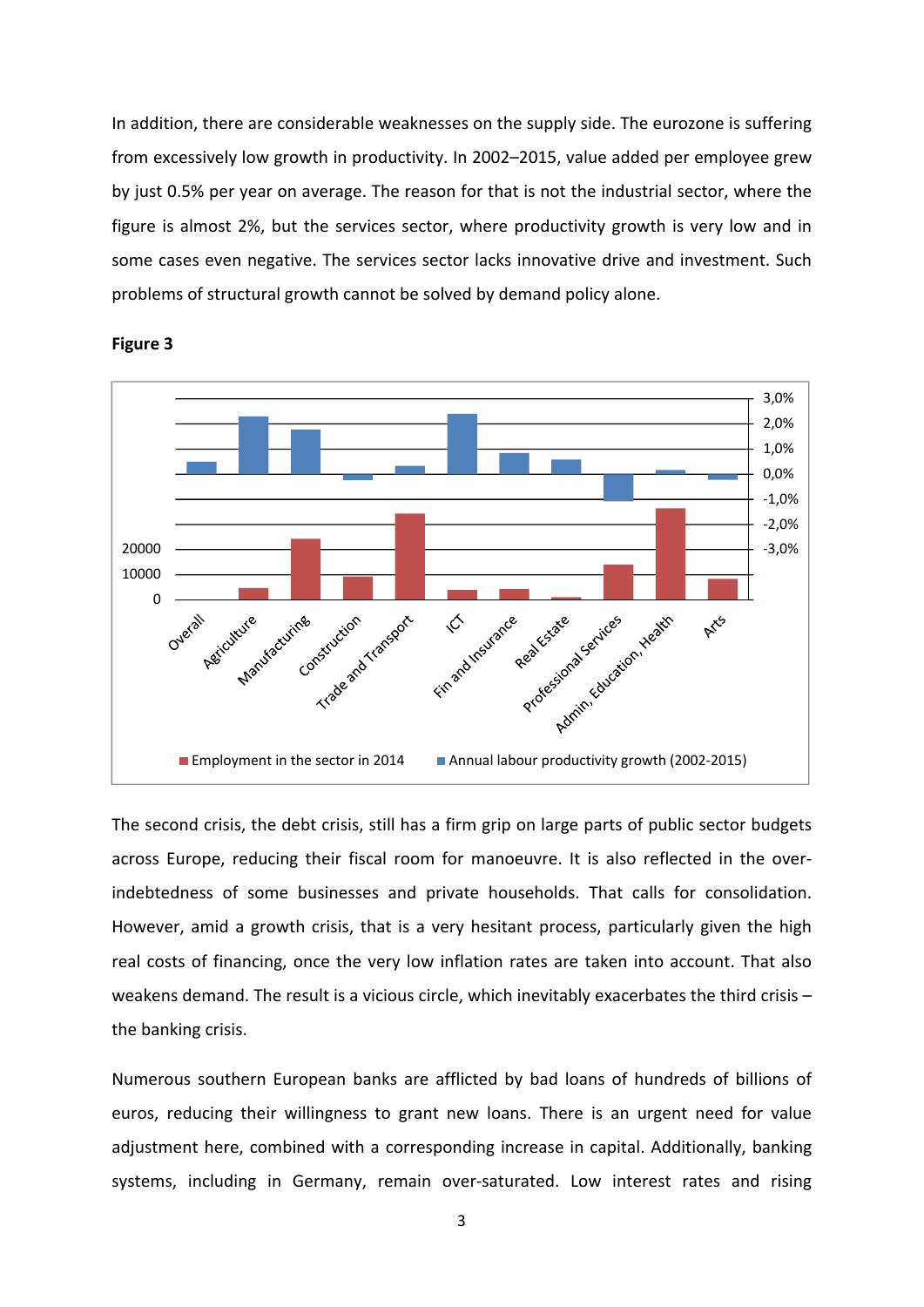In addition, there are considerable weaknesses on the supply side. The eurozone is suffering from excessively low growth in productivity. In 2002–2015, value added per employee grew by just 0.5% per year on average. The reason for that is not the industrial sector, where the figure is almost 2%, but the services sector, where productivity growth is very low and in some cases even negative. The services sector lacks innovative drive and investment. Such problems of structural growth cannot be solved by demand policy alone.

**Figure 3**

3,0%
2,0%
1,0%
0,0%
-1,0%
-2,0%
-3,0%

20000
10000
0

Overall
Agriculture
Manufacturing
Construction
Trade and Transport
ICT
Fin and Insurance
Real Estate
Professional Services
Admin, Education, Health
Arts

Employment in the sector in 2014
Annual labour productivity growth (2002-2015)

The second crisis, the debt crisis, still has a firm grip on large parts of public sector budgets across Europe, reducing their fiscal room for manoeuvre. It is also reflected in the over-indebtedness of some businesses and private households. That calls for consolidation. However, amid a growth crisis, that is a very hesitant process, particularly given the high real costs of financing, once the very low inflation rates are taken into account. That also weakens demand. The result is a vicious circle, which inevitably exacerbates the third crisis – the banking crisis.

Numerous southern European banks are afflicted by bad loans of hundreds of billions of euros, reducing their willingness to grant new loans. There is an urgent need for value adjustment here, combined with a corresponding increase in capital. Additionally, banking systems, including in Germany, remain over-saturated. Low interest rates and rising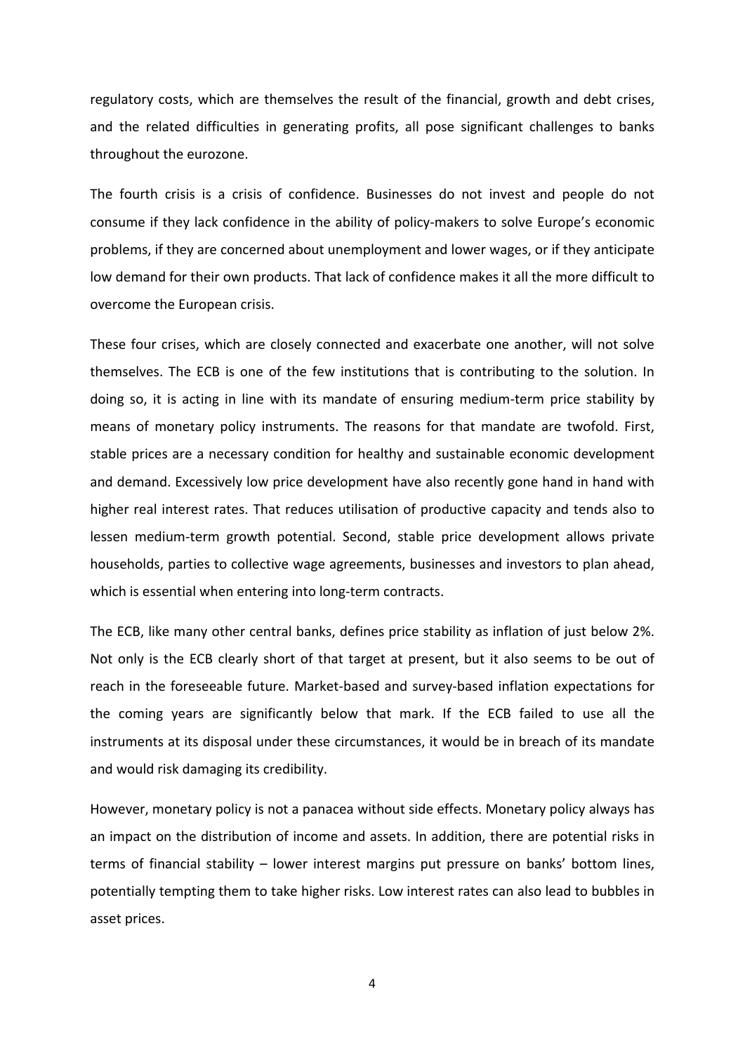regulatory costs, which are themselves the result of the financial, growth and debt crises, and the related difficulties in generating profits, all pose significant challenges to banks throughout the eurozone.

The fourth crisis is a crisis of confidence. Businesses do not invest and people do not consume if they lack confidence in the ability of policy-makers to solve Europe's economic problems, if they are concerned about unemployment and lower wages, or if they anticipate low demand for their own products. That lack of confidence makes it all the more difficult to overcome the European crisis.

These four crises, which are closely connected and exacerbate one another, will not solve themselves. The ECB is one of the few institutions that is contributing to the solution. In doing so, it is acting in line with its mandate of ensuring medium-term price stability by means of monetary policy instruments. The reasons for that mandate are twofold. First, stable prices are a necessary condition for healthy and sustainable economic development and demand. Excessively low price development have also recently gone hand in hand with higher real interest rates. That reduces utilisation of productive capacity and tends also to lessen medium-term growth potential. Second, stable price development allows private households, parties to collective wage agreements, businesses and investors to plan ahead, which is essential when entering into long-term contracts.

The ECB, like many other central banks, defines price stability as inflation of just below 2%. Not only is the ECB clearly short of that target at present, but it also seems to be out of reach in the foreseeable future. Market-based and survey-based inflation expectations for the coming years are significantly below that mark. If the ECB failed to use all the instruments at its disposal under these circumstances, it would be in breach of its mandate and would risk damaging its credibility.

However, monetary policy is not a panacea without side effects. Monetary policy always has an impact on the distribution of income and assets. In addition, there are potential risks in terms of financial stability – lower interest margins put pressure on banks' bottom lines, potentially tempting them to take higher risks. Low interest rates can also lead to bubbles in asset prices.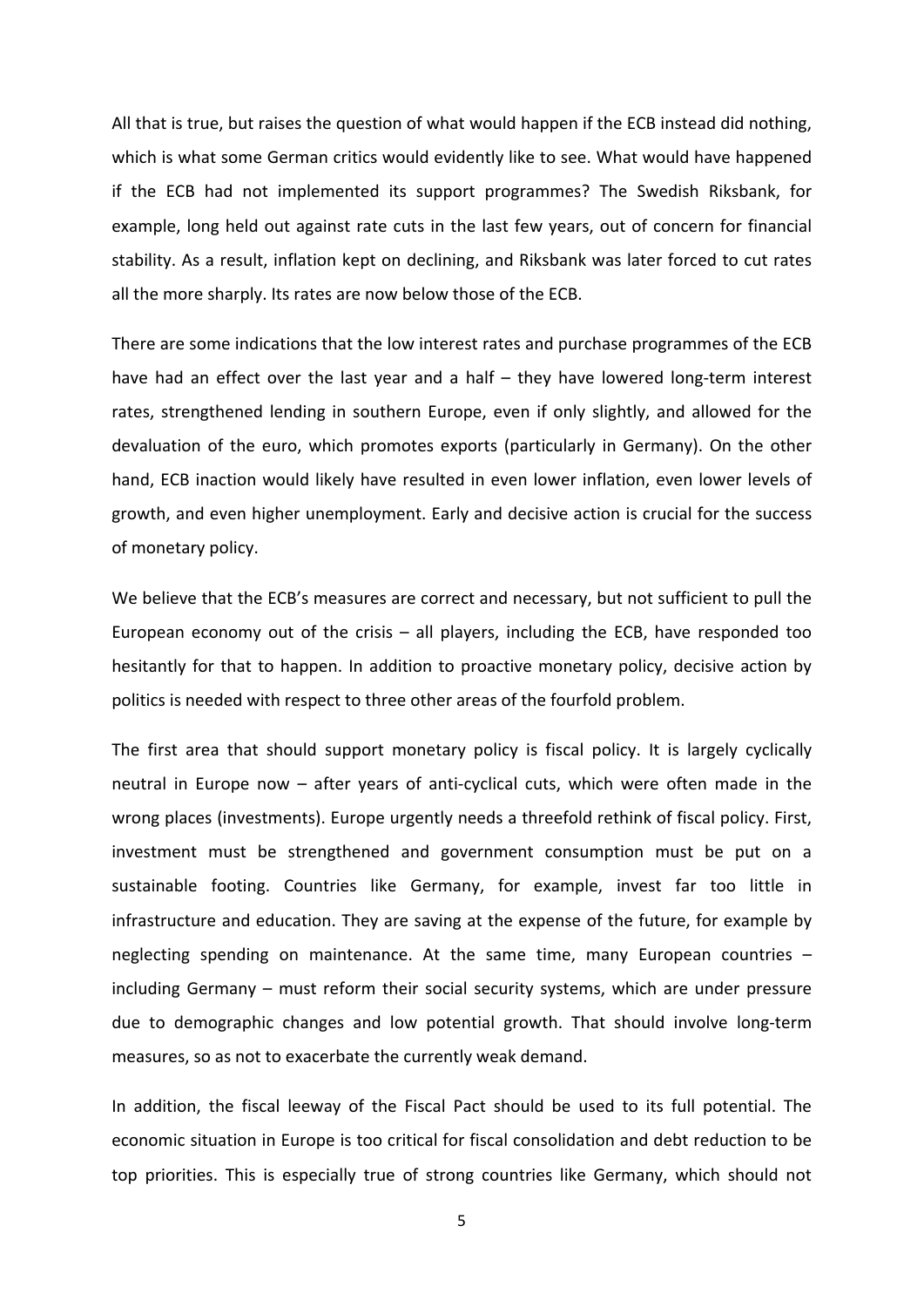All that is true, but raises the question of what would happen if the ECB instead did nothing, which is what some German critics would evidently like to see. What would have happened if the ECB had not implemented its support programmes? The Swedish Riksbank, for example, long held out against rate cuts in the last few years, out of concern for financial stability. As a result, inflation kept on declining, and Riksbank was later forced to cut rates all the more sharply. Its rates are now below those of the ECB.

There are some indications that the low interest rates and purchase programmes of the ECB have had an effect over the last year and a half – they have lowered long-term interest rates, strengthened lending in southern Europe, even if only slightly, and allowed for the devaluation of the euro, which promotes exports (particularly in Germany). On the other hand, ECB inaction would likely have resulted in even lower inflation, even lower levels of growth, and even higher unemployment. Early and decisive action is crucial for the success of monetary policy.

We believe that the ECB's measures are correct and necessary, but not sufficient to pull the European economy out of the crisis – all players, including the ECB, have responded too hesitantly for that to happen. In addition to proactive monetary policy, decisive action by politics is needed with respect to three other areas of the fourfold problem.

The first area that should support monetary policy is fiscal policy. It is largely cyclically neutral in Europe now – after years of anti-cyclical cuts, which were often made in the wrong places (investments). Europe urgently needs a threefold rethink of fiscal policy. First, investment must be strengthened and government consumption must be put on a sustainable footing. Countries like Germany, for example, invest far too little in infrastructure and education. They are saving at the expense of the future, for example by neglecting spending on maintenance. At the same time, many European countries – including Germany – must reform their social security systems, which are under pressure due to demographic changes and low potential growth. That should involve long-term measures, so as not to exacerbate the currently weak demand.

In addition, the fiscal leeway of the Fiscal Pact should be used to its full potential. The economic situation in Europe is too critical for fiscal consolidation and debt reduction to be top priorities. This is especially true of strong countries like Germany, which should not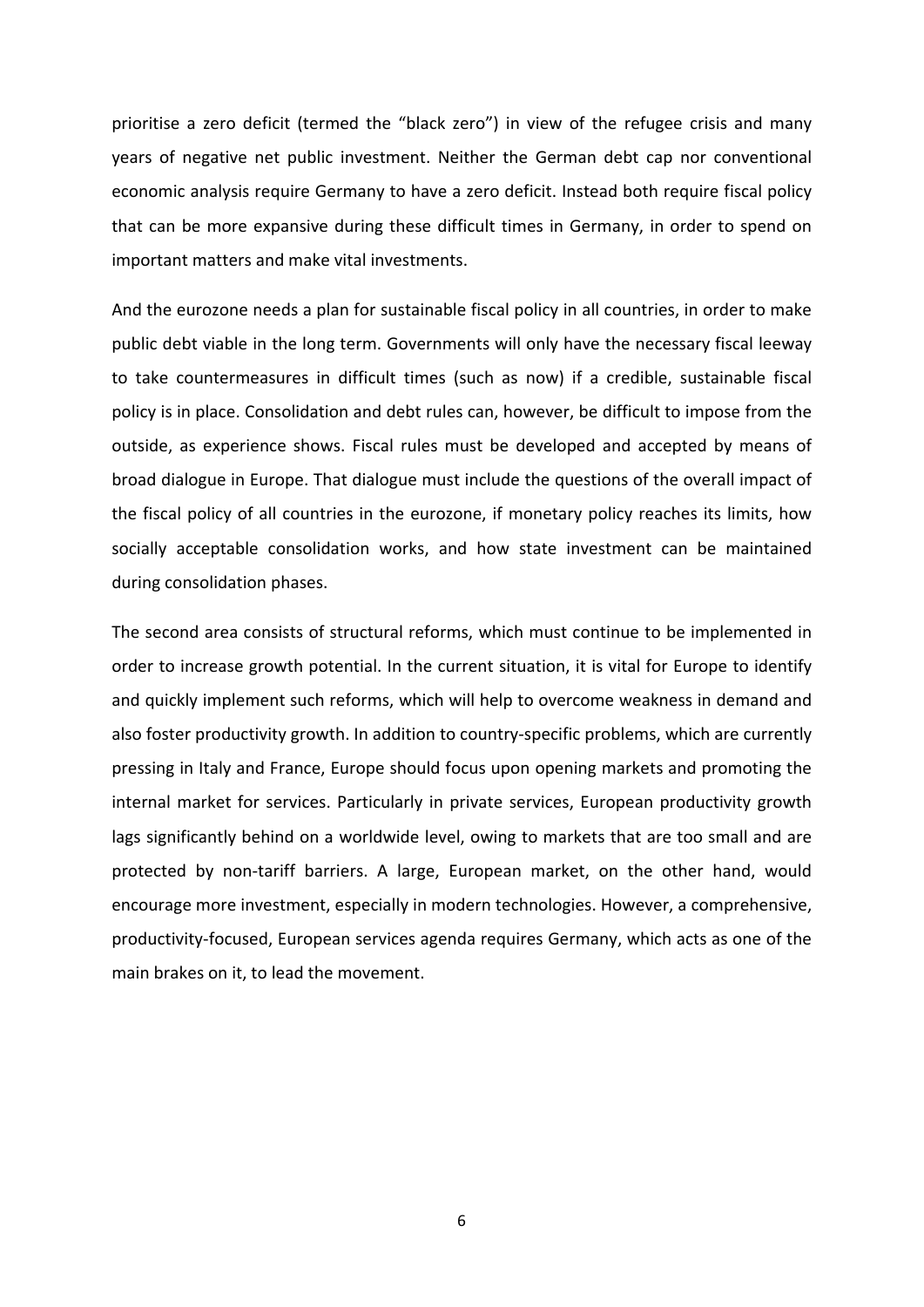prioritise a zero deficit (termed the "black zero") in view of the refugee crisis and many years of negative net public investment. Neither the German debt cap nor conventional economic analysis require Germany to have a zero deficit. Instead both require fiscal policy that can be more expansive during these difficult times in Germany, in order to spend on important matters and make vital investments.

And the eurozone needs a plan for sustainable fiscal policy in all countries, in order to make public debt viable in the long term. Governments will only have the necessary fiscal leeway to take countermeasures in difficult times (such as now) if a credible, sustainable fiscal policy is in place. Consolidation and debt rules can, however, be difficult to impose from the outside, as experience shows. Fiscal rules must be developed and accepted by means of broad dialogue in Europe. That dialogue must include the questions of the overall impact of the fiscal policy of all countries in the eurozone, if monetary policy reaches its limits, how socially acceptable consolidation works, and how state investment can be maintained during consolidation phases.

The second area consists of structural reforms, which must continue to be implemented in order to increase growth potential. In the current situation, it is vital for Europe to identify and quickly implement such reforms, which will help to overcome weakness in demand and also foster productivity growth. In addition to country-specific problems, which are currently pressing in Italy and France, Europe should focus upon opening markets and promoting the internal market for services. Particularly in private services, European productivity growth lags significantly behind on a worldwide level, owing to markets that are too small and are protected by non-tariff barriers. A large, European market, on the other hand, would encourage more investment, especially in modern technologies. However, a comprehensive, productivity-focused, European services agenda requires Germany, which acts as one of the main brakes on it, to lead the movement.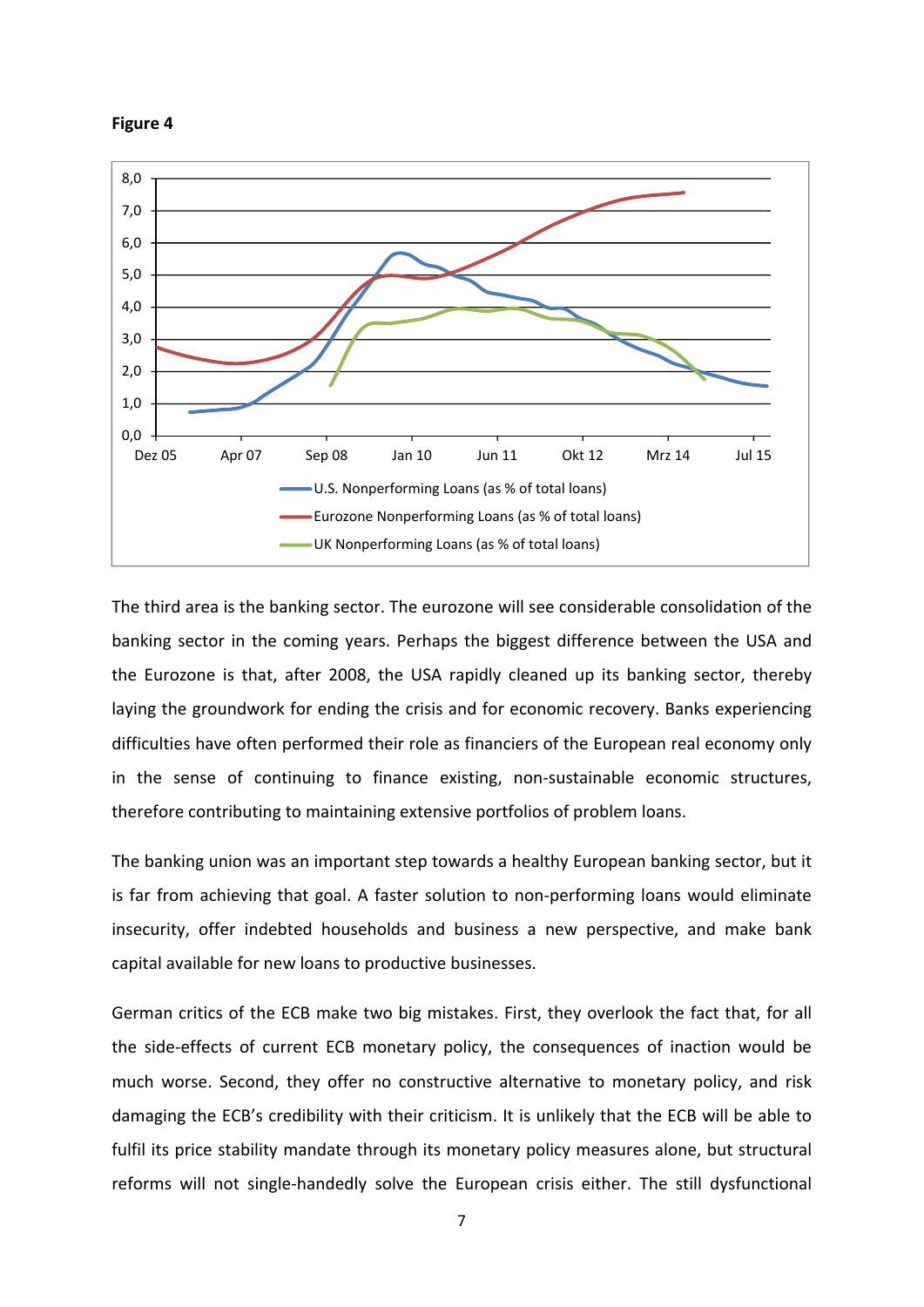**Figure 4**

8,0
7,0
6,0
5,0
4,0
3,0
2,0
1,0
0,0

Dez 05 Apr 07 Sep 08 Jan 10 Jun 11 Okt 12 Mrz 14 Jul 15

U.S. Nonperforming Loans (as % of total loans)
Eurozone Nonperforming Loans (as % of total loans)
UK Nonperforming Loans (as % of total loans)

The third area is the banking sector. The eurozone will see considerable consolidation of the banking sector in the coming years. Perhaps the biggest difference between the USA and the Eurozone is that, after 2008, the USA rapidly cleaned up its banking sector, thereby laying the groundwork for ending the crisis and for economic recovery. Banks experiencing difficulties have often performed their role as financiers of the European real economy only in the sense of continuing to finance existing, non-sustainable economic structures, therefore contributing to maintaining extensive portfolios of problem loans.

The banking union was an important step towards a healthy European banking sector, but it is far from achieving that goal. A faster solution to non-performing loans would eliminate insecurity, offer indebted households and business a new perspective, and make bank capital available for new loans to productive businesses.

German critics of the ECB make two big mistakes. First, they overlook the fact that, for all the side-effects of current ECB monetary policy, the consequences of inaction would be much worse. Second, they offer no constructive alternative to monetary policy, and risk damaging the ECB's credibility with their criticism. It is unlikely that the ECB will be able to fulfil its price stability mandate through its monetary policy measures alone, but structural reforms will not single-handedly solve the European crisis either. The still dysfunctional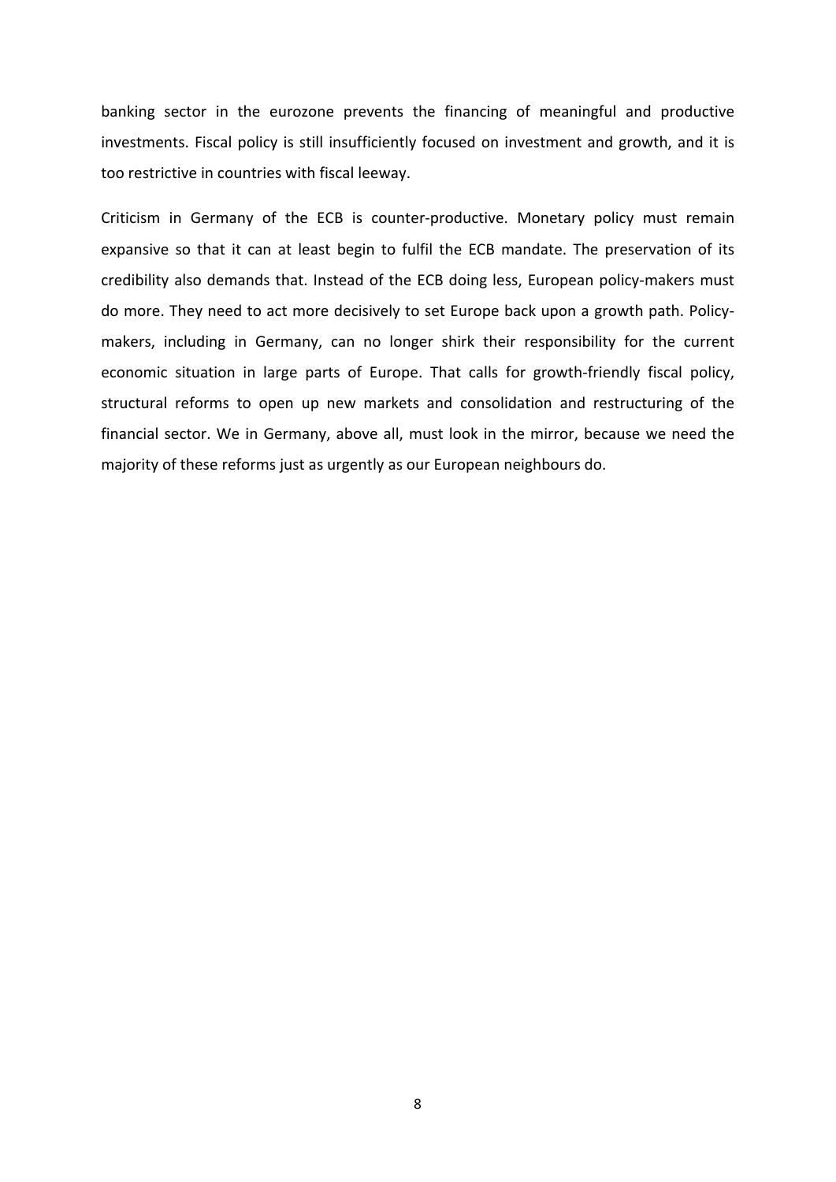banking sector in the eurozone prevents the financing of meaningful and productive investments. Fiscal policy is still insufficiently focused on investment and growth, and it is too restrictive in countries with fiscal leeway.

Criticism in Germany of the ECB is counter-productive. Monetary policy must remain expansive so that it can at least begin to fulfil the ECB mandate. The preservation of its credibility also demands that. Instead of the ECB doing less, European policy-makers must do more. They need to act more decisively to set Europe back upon a growth path. Policy-makers, including in Germany, can no longer shirk their responsibility for the current economic situation in large parts of Europe. That calls for growth-friendly fiscal policy, structural reforms to open up new markets and consolidation and restructuring of the financial sector. We in Germany, above all, must look in the mirror, because we need the majority of these reforms just as urgently as our European neighbours do.